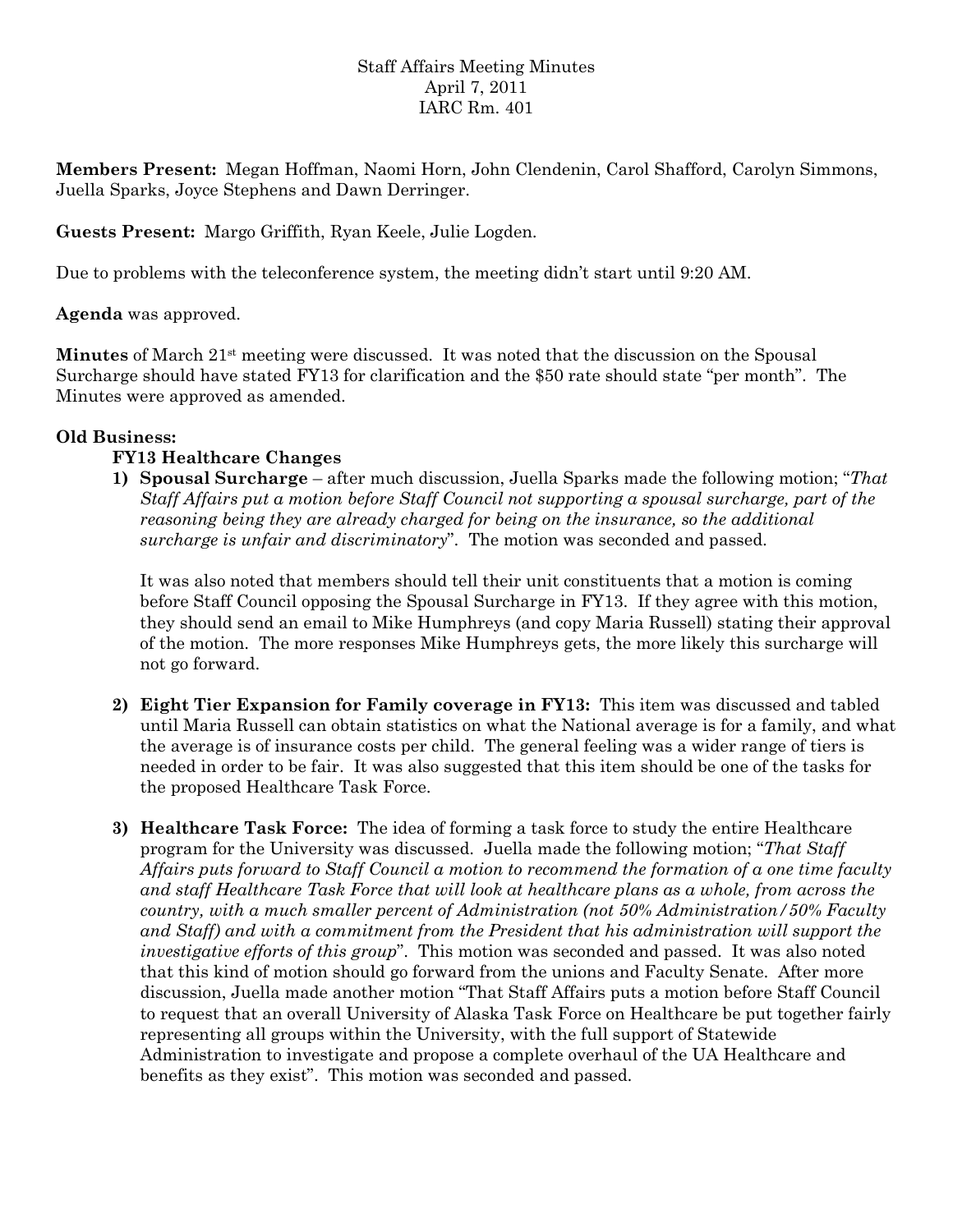Staff Affairs Meeting Minutes
April 7, 2011
IARC Rm. 401

**Members Present:** Megan Hoffman, Naomi Horn, John Clendenin, Carol Shafford, Carolyn Simmons, Juella Sparks, Joyce Stephens and Dawn Derringer.

**Guests Present:** Margo Griffith, Ryan Keele, Julie Logden.

Due to problems with the teleconference system, the meeting didn't start until 9:20 AM.

**Agenda** was approved.

**Minutes** of March 21st meeting were discussed. It was noted that the discussion on the Spousal Surcharge should have stated FY13 for clarification and the $50 rate should state "per month". The Minutes were approved as amended.

**Old Business:**

**FY13 Healthcare Changes**

1) **Spousal Surcharge** – after much discussion, Juella Sparks made the following motion; "*That Staff Affairs put a motion before Staff Council not supporting a spousal surcharge, part of the reasoning being they are already charged for being on the insurance, so the additional surcharge is unfair and discriminatory*". The motion was seconded and passed.

   It was also noted that members should tell their unit constituents that a motion is coming before Staff Council opposing the Spousal Surcharge in FY13. If they agree with this motion, they should send an email to Mike Humphreys (and copy Maria Russell) stating their approval of the motion. The more responses Mike Humphreys gets, the more likely this surcharge will not go forward.

2) **Eight Tier Expansion for Family coverage in FY13:** This item was discussed and tabled until Maria Russell can obtain statistics on what the National average is for a family, and what the average is of insurance costs per child. The general feeling was a wider range of tiers is needed in order to be fair. It was also suggested that this item should be one of the tasks for the proposed Healthcare Task Force.

3) **Healthcare Task Force:** The idea of forming a task force to study the entire Healthcare program for the University was discussed. Juella made the following motion; "*That Staff Affairs puts forward to Staff Council a motion to recommend the formation of a one time faculty and staff Healthcare Task Force that will look at healthcare plans as a whole, from across the country, with a much smaller percent of Administration (not 50% Administration/50% Faculty and Staff) and with a commitment from the President that his administration will support the investigative efforts of this group*". This motion was seconded and passed. It was also noted that this kind of motion should go forward from the unions and Faculty Senate. After more discussion, Juella made another motion "That Staff Affairs puts a motion before Staff Council to request that an overall University of Alaska Task Force on Healthcare be put together fairly representing all groups within the University, with the full support of Statewide Administration to investigate and propose a complete overhaul of the UA Healthcare and benefits as they exist". This motion was seconded and passed.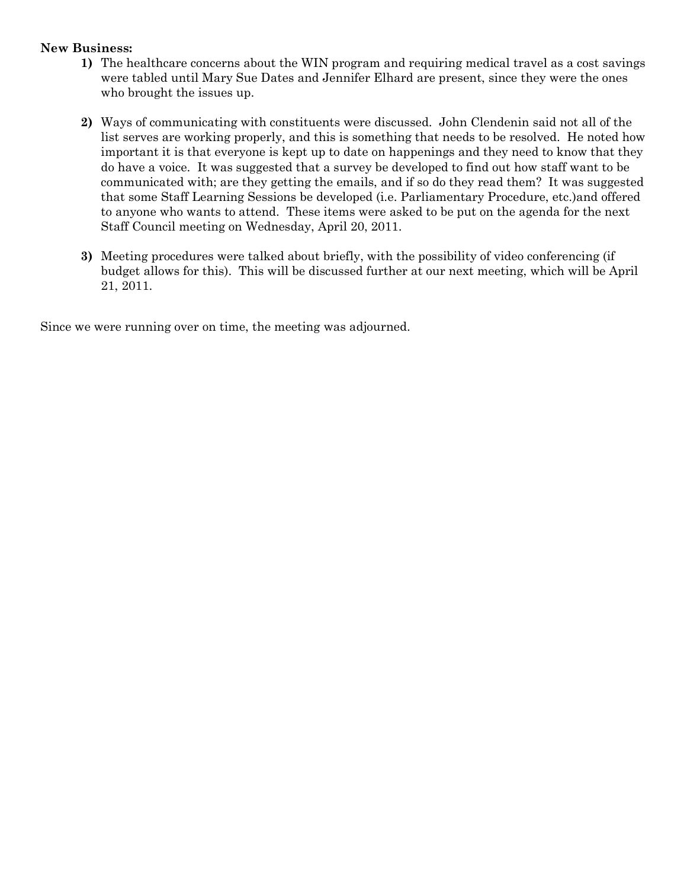**New Business:**

1) The healthcare concerns about the WIN program and requiring medical travel as a cost savings were tabled until Mary Sue Dates and Jennifer Elhard are present, since they were the ones who brought the issues up.

2) Ways of communicating with constituents were discussed. John Clendenin said not all of the list serves are working properly, and this is something that needs to be resolved. He noted how important it is that everyone is kept up to date on happenings and they need to know that they do have a voice. It was suggested that a survey be developed to find out how staff want to be communicated with; are they getting the emails, and if so do they read them? It was suggested that some Staff Learning Sessions be developed (i.e. Parliamentary Procedure, etc.)and offered to anyone who wants to attend. These items were asked to be put on the agenda for the next Staff Council meeting on Wednesday, April 20, 2011.

3) Meeting procedures were talked about briefly, with the possibility of video conferencing (if budget allows for this). This will be discussed further at our next meeting, which will be April 21, 2011.

Since we were running over on time, the meeting was adjourned.